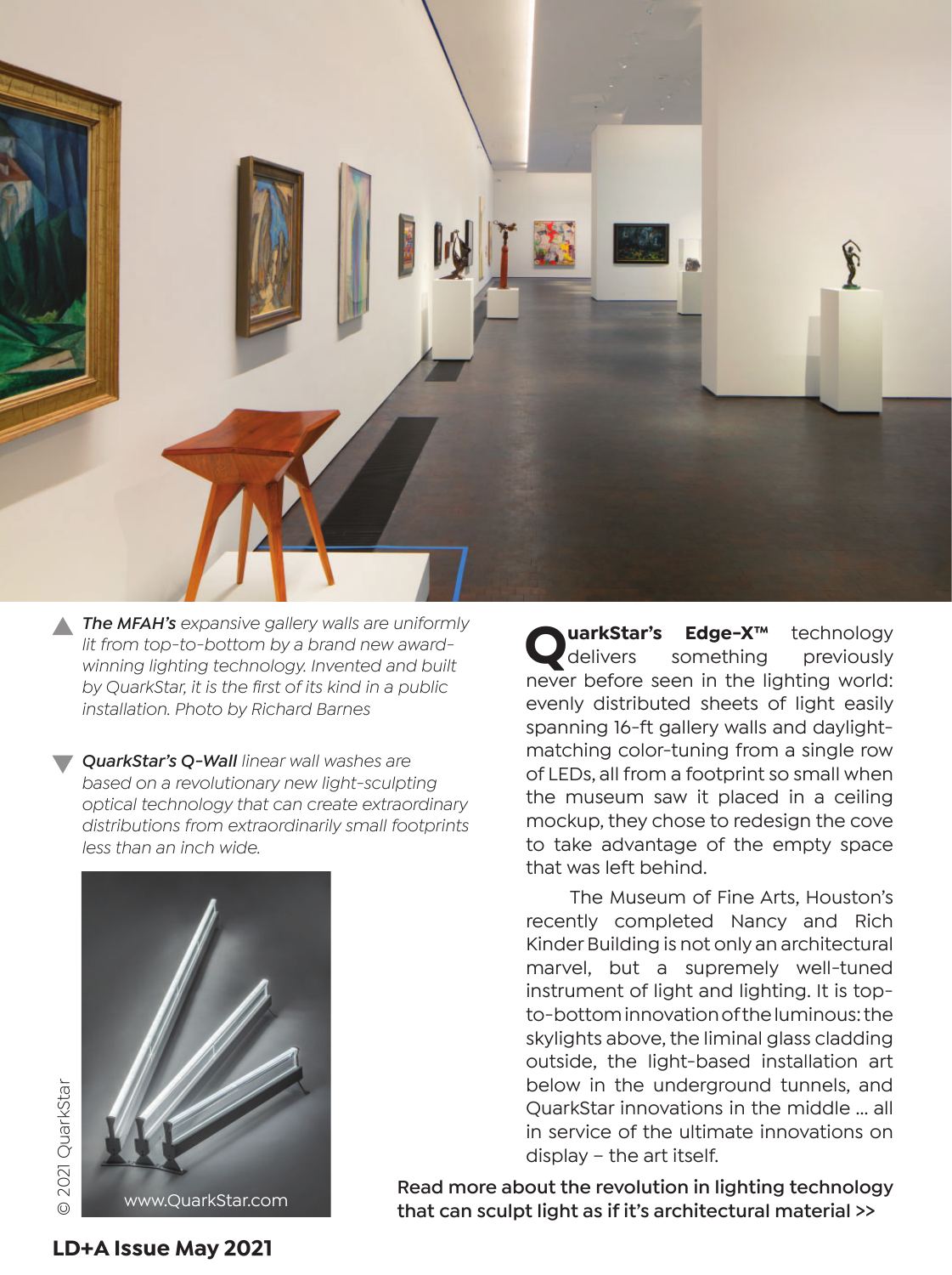▲ *The MFAH's* *expansive gallery walls are uniformly lit from top-to-bottom by a brand new award-winning lighting technology. Invented and built by QuarkStar, it is the first of its kind in a public installation. Photo by Richard Barnes*

▼ ***QuarkStar's Q-Wall*** *linear wall washes are based on a revolutionary new light-sculpting optical technology that can create extraordinary distributions from extraordinarily small footprints less than an inch wide.*

© 2021 QuarkStar

www.QuarkStar.com

**QuarkStar's Edge-X™** technology delivers something previously never before seen in the lighting world: evenly distributed sheets of light easily spanning 16-ft gallery walls and daylight-matching color-tuning from a single row of LEDs, all from a footprint so small when the museum saw it placed in a ceiling mockup, they chose to redesign the cove to take advantage of the empty space that was left behind.

The Museum of Fine Arts, Houston's recently completed Nancy and Rich Kinder Building is not only an architectural marvel, but a supremely well-tuned instrument of light and lighting. It is top-to-bottom innovation of the luminous: the skylights above, the liminal glass cladding outside, the light-based installation art below in the underground tunnels, and QuarkStar innovations in the middle ... all in service of the ultimate innovations on display – the art itself.

Read more about the revolution in lighting technology that can sculpt light as if it's architectural material >>

**LD+A Issue May 2021**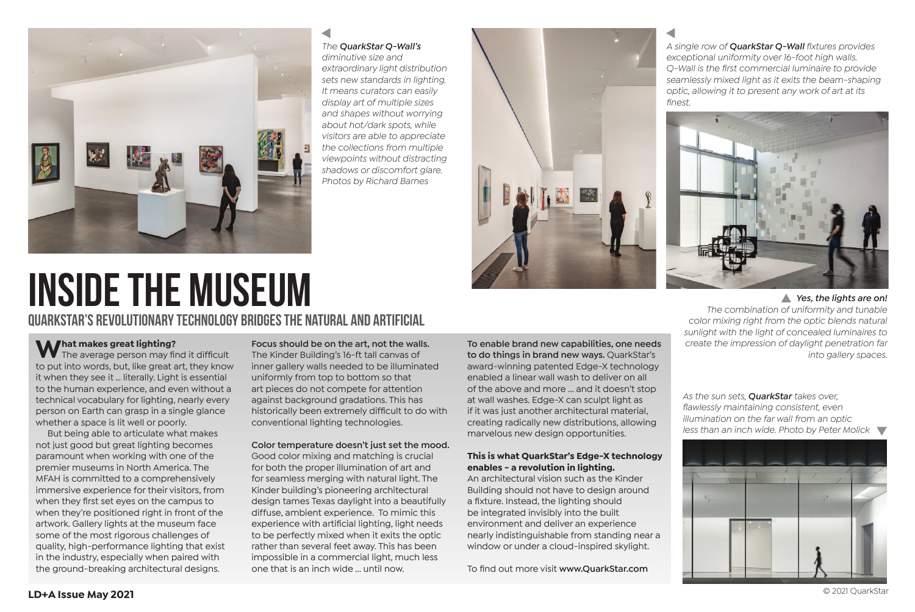*The **QuarkStar Q-Wall's** diminutive size and extraordinary light distribution sets new standards in lighting. It means curators can easily display art of multiple sizes and shapes without worrying about hot/dark spots, while visitors are able to appreciate the collections from multiple viewpoints without distracting shadows or discomfort glare. Photos by Richard Barnes*

*A single row of **QuarkStar Q-Wall** fixtures provides exceptional uniformity over 16-foot high walls. Q-Wall is the first commercial luminaire to provide seamlessly mixed light as it exits the beam-shaping optic, allowing it to present any work of art at its finest.*

***Yes, the lights are on!***
*The combination of uniformity and tunable color mixing right from the optic blends natural sunlight with the light of concealed luminaires to create the impression of daylight penetration far into gallery spaces.*

*As the sun sets, **QuarkStar** takes over, flawlessly maintaining consistent, even illumination on the far wall from an optic less than an inch wide. Photo by Peter Molick*

# INSIDE THE MUSEUM

## QUARKSTAR'S REVOLUTIONARY TECHNOLOGY BRIDGES THE NATURAL AND ARTIFICIAL

**What makes great lighting?**
The average person may find it difficult to put into words, but, like great art, they know it when they see it ... literally. Light is essential to the human experience, and even without a technical vocabulary for lighting, nearly every person on Earth can grasp in a single glance whether a space is lit well or poorly.

But being able to articulate what makes not just good but great lighting becomes paramount when working with one of the premier museums in North America. The MFAH is committed to a comprehensively immersive experience for their visitors, from when they first set eyes on the campus to when they're positioned right in front of the artwork. Gallery lights at the museum face some of the most rigorous challenges of quality, high-performance lighting that exist in the industry, especially when paired with the ground-breaking architectural designs.

**Focus should be on the art, not the walls.**
The Kinder Building's 16-ft tall canvas of inner gallery walls needed to be illuminated uniformly from top to bottom so that art pieces do not compete for attention against background gradations. This has historically been extremely difficult to do with conventional lighting technologies.

**Color temperature doesn't just set the mood.**
Good color mixing and matching is crucial for both the proper illumination of art and for seamless merging with natural light. The Kinder building's pioneering architectural design tames Texas daylight into a beautifully diffuse, ambient experience. To mimic this experience with artificial lighting, light needs to be perfectly mixed when it exits the optic rather than several feet away. This has been impossible in a commercial light, much less one that is an inch wide ... until now.

**To enable brand new capabilities, one needs to do things in brand new ways.** QuarkStar's award-winning patented Edge-X technology enabled a linear wall wash to deliver on all of the above and more ... and it doesn't stop at wall washes. Edge-X can sculpt light as if it was just another architectural material, creating radically new distributions, allowing marvelous new design opportunities.

**This is what QuarkStar's Edge-X technology enables – a revolution in lighting.**
An architectural vision such as the Kinder Building should not have to design around a fixture. Instead, the lighting should be integrated invisibly into the built environment and deliver an experience nearly indistinguishable from standing near a window or under a cloud-inspired skylight.

To find out more visit **www.QuarkStar.com**

**LD+A Issue May 2021**

© 2021 QuarkStar